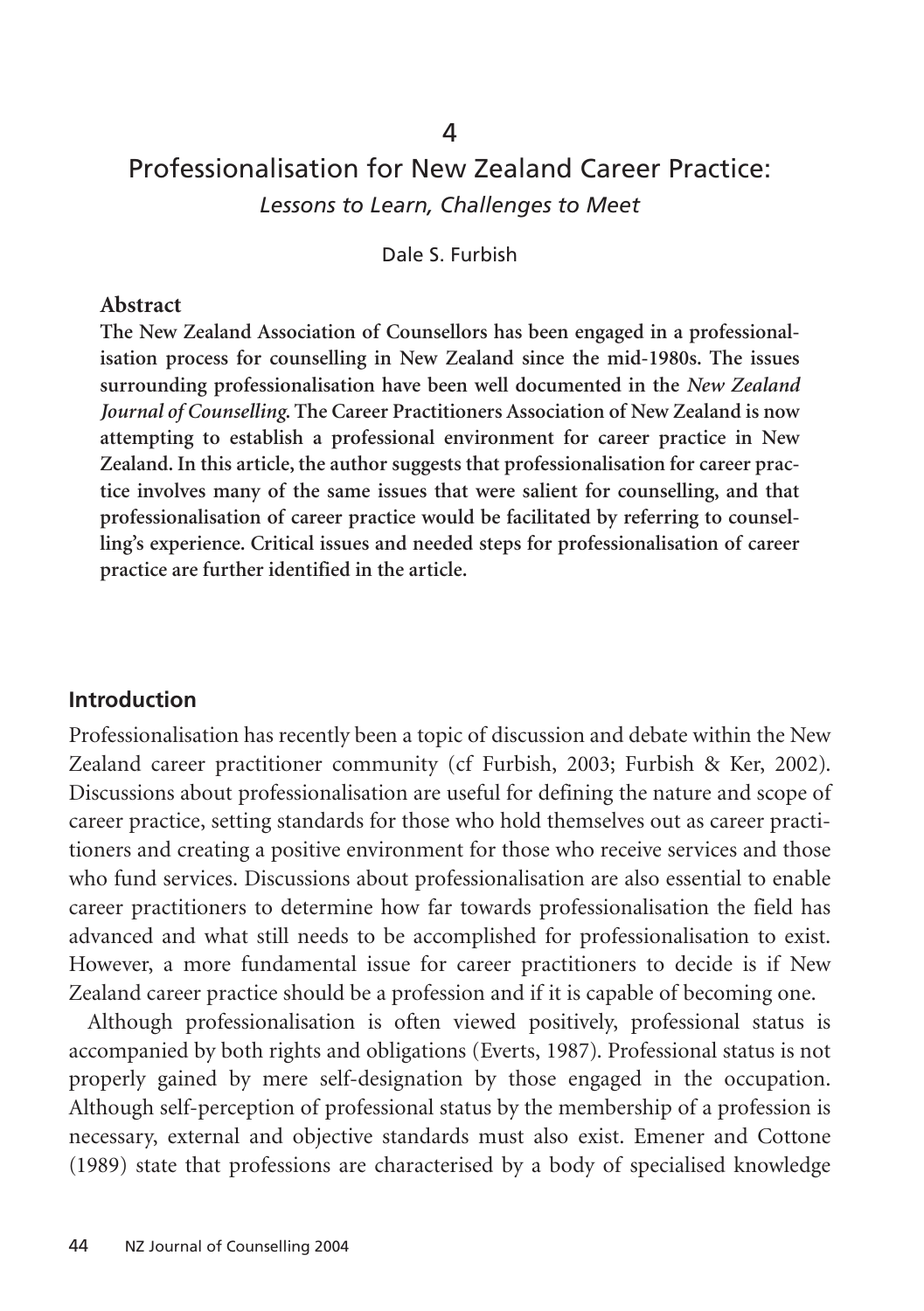4

# Professionalisation for New Zealand Career Practice:

*Lessons to Learn, Challenges to Meet*

Dale S. Furbish

## Abstract

**The New Zealand Association of Counsellors has been engaged in a professionalisation process for counselling in New Zealand since the mid-1980s. The issues surrounding professionalisation have been well documented in the *New Zealand Journal of Counselling*. The Career Practitioners Association of New Zealand is now attempting to establish a professional environment for career practice in New Zealand. In this article, the author suggests that professionalisation for career practice involves many of the same issues that were salient for counselling, and that professionalisation of career practice would be facilitated by referring to counselling's experience. Critical issues and needed steps for professionalisation of career practice are further identified in the article.**

## Introduction

Professionalisation has recently been a topic of discussion and debate within the New Zealand career practitioner community (cf Furbish, 2003; Furbish & Ker, 2002). Discussions about professionalisation are useful for defining the nature and scope of career practice, setting standards for those who hold themselves out as career practitioners and creating a positive environment for those who receive services and those who fund services. Discussions about professionalisation are also essential to enable career practitioners to determine how far towards professionalisation the field has advanced and what still needs to be accomplished for professionalisation to exist. However, a more fundamental issue for career practitioners to decide is if New Zealand career practice should be a profession and if it is capable of becoming one.

Although professionalisation is often viewed positively, professional status is accompanied by both rights and obligations (Everts, 1987). Professional status is not properly gained by mere self-designation by those engaged in the occupation. Although self-perception of professional status by the membership of a profession is necessary, external and objective standards must also exist. Emener and Cottone (1989) state that professions are characterised by a body of specialised knowledge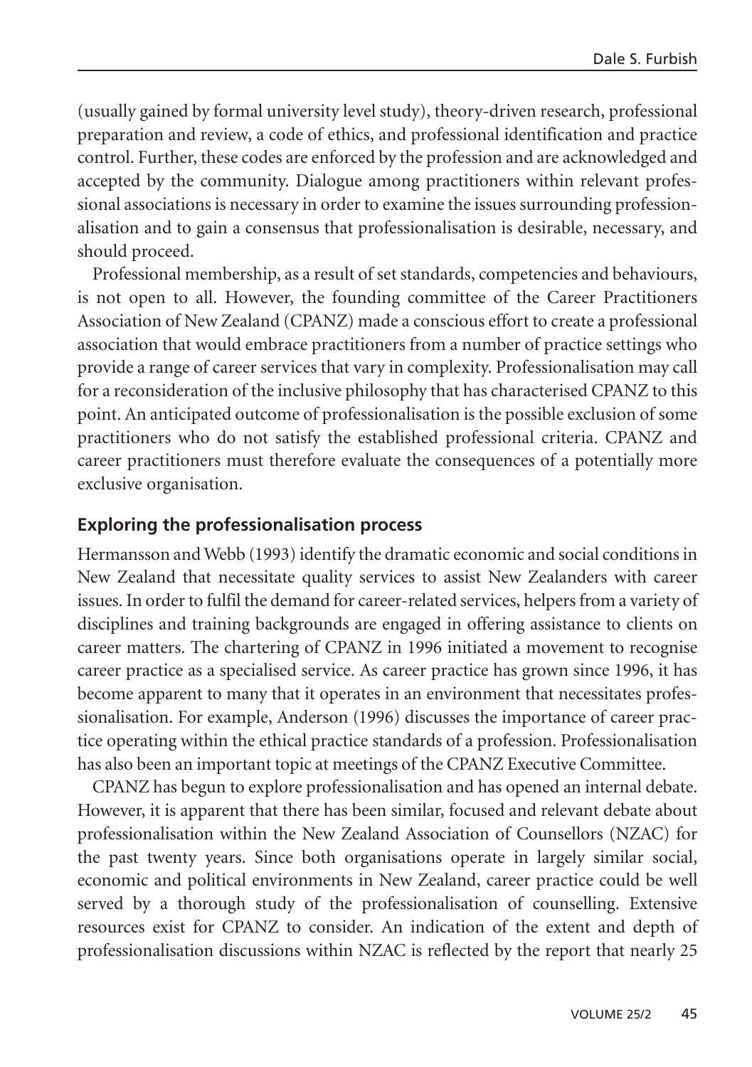(usually gained by formal university level study), theory-driven research, professional preparation and review, a code of ethics, and professional identification and practice control. Further, these codes are enforced by the profession and are acknowledged and accepted by the community. Dialogue among practitioners within relevant professional associations is necessary in order to examine the issues surrounding professionalisation and to gain a consensus that professionalisation is desirable, necessary, and should proceed.

Professional membership, as a result of set standards, competencies and behaviours, is not open to all. However, the founding committee of the Career Practitioners Association of New Zealand (CPANZ) made a conscious effort to create a professional association that would embrace practitioners from a number of practice settings who provide a range of career services that vary in complexity. Professionalisation may call for a reconsideration of the inclusive philosophy that has characterised CPANZ to this point. An anticipated outcome of professionalisation is the possible exclusion of some practitioners who do not satisfy the established professional criteria. CPANZ and career practitioners must therefore evaluate the consequences of a potentially more exclusive organisation.

## Exploring the professionalisation process

Hermansson and Webb (1993) identify the dramatic economic and social conditions in New Zealand that necessitate quality services to assist New Zealanders with career issues. In order to fulfil the demand for career-related services, helpers from a variety of disciplines and training backgrounds are engaged in offering assistance to clients on career matters. The chartering of CPANZ in 1996 initiated a movement to recognise career practice as a specialised service. As career practice has grown since 1996, it has become apparent to many that it operates in an environment that necessitates professionalisation. For example, Anderson (1996) discusses the importance of career practice operating within the ethical practice standards of a profession. Professionalisation has also been an important topic at meetings of the CPANZ Executive Committee.

CPANZ has begun to explore professionalisation and has opened an internal debate. However, it is apparent that there has been similar, focused and relevant debate about professionalisation within the New Zealand Association of Counsellors (NZAC) for the past twenty years. Since both organisations operate in largely similar social, economic and political environments in New Zealand, career practice could be well served by a thorough study of the professionalisation of counselling. Extensive resources exist for CPANZ to consider. An indication of the extent and depth of professionalisation discussions within NZAC is reflected by the report that nearly 25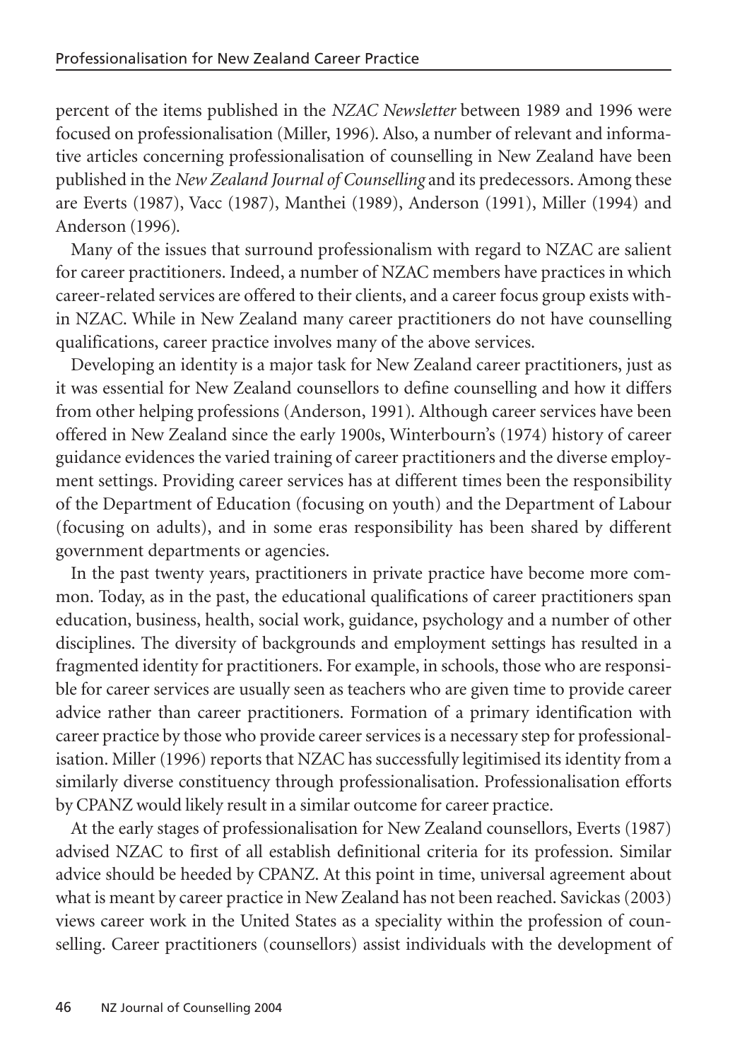percent of the items published in the *NZAC Newsletter* between 1989 and 1996 were focused on professionalisation (Miller, 1996). Also, a number of relevant and informative articles concerning professionalisation of counselling in New Zealand have been published in the *New Zealand Journal of Counselling* and its predecessors. Among these are Everts (1987), Vacc (1987), Manthei (1989), Anderson (1991), Miller (1994) and Anderson (1996).

Many of the issues that surround professionalism with regard to NZAC are salient for career practitioners. Indeed, a number of NZAC members have practices in which career-related services are offered to their clients, and a career focus group exists within NZAC. While in New Zealand many career practitioners do not have counselling qualifications, career practice involves many of the above services.

Developing an identity is a major task for New Zealand career practitioners, just as it was essential for New Zealand counsellors to define counselling and how it differs from other helping professions (Anderson, 1991). Although career services have been offered in New Zealand since the early 1900s, Winterbourn's (1974) history of career guidance evidences the varied training of career practitioners and the diverse employment settings. Providing career services has at different times been the responsibility of the Department of Education (focusing on youth) and the Department of Labour (focusing on adults), and in some eras responsibility has been shared by different government departments or agencies.

In the past twenty years, practitioners in private practice have become more common. Today, as in the past, the educational qualifications of career practitioners span education, business, health, social work, guidance, psychology and a number of other disciplines. The diversity of backgrounds and employment settings has resulted in a fragmented identity for practitioners. For example, in schools, those who are responsible for career services are usually seen as teachers who are given time to provide career advice rather than career practitioners. Formation of a primary identification with career practice by those who provide career services is a necessary step for professionalisation. Miller (1996) reports that NZAC has successfully legitimised its identity from a similarly diverse constituency through professionalisation. Professionalisation efforts by CPANZ would likely result in a similar outcome for career practice.

At the early stages of professionalisation for New Zealand counsellors, Everts (1987) advised NZAC to first of all establish definitional criteria for its profession. Similar advice should be heeded by CPANZ. At this point in time, universal agreement about what is meant by career practice in New Zealand has not been reached. Savickas (2003) views career work in the United States as a speciality within the profession of counselling. Career practitioners (counsellors) assist individuals with the development of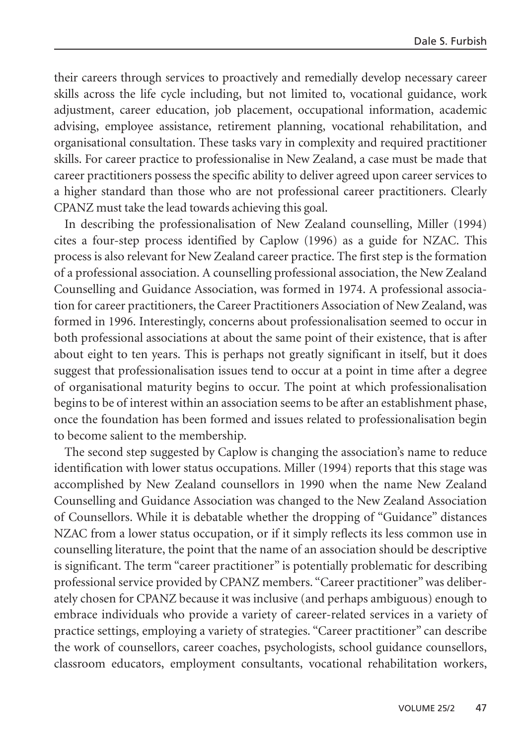their careers through services to proactively and remedially develop necessary career skills across the life cycle including, but not limited to, vocational guidance, work adjustment, career education, job placement, occupational information, academic advising, employee assistance, retirement planning, vocational rehabilitation, and organisational consultation. These tasks vary in complexity and required practitioner skills. For career practice to professionalise in New Zealand, a case must be made that career practitioners possess the specific ability to deliver agreed upon career services to a higher standard than those who are not professional career practitioners. Clearly CPANZ must take the lead towards achieving this goal.

In describing the professionalisation of New Zealand counselling, Miller (1994) cites a four-step process identified by Caplow (1996) as a guide for NZAC. This process is also relevant for New Zealand career practice. The first step is the formation of a professional association. A counselling professional association, the New Zealand Counselling and Guidance Association, was formed in 1974. A professional association for career practitioners, the Career Practitioners Association of New Zealand, was formed in 1996. Interestingly, concerns about professionalisation seemed to occur in both professional associations at about the same point of their existence, that is after about eight to ten years. This is perhaps not greatly significant in itself, but it does suggest that professionalisation issues tend to occur at a point in time after a degree of organisational maturity begins to occur. The point at which professionalisation begins to be of interest within an association seems to be after an establishment phase, once the foundation has been formed and issues related to professionalisation begin to become salient to the membership.

The second step suggested by Caplow is changing the association's name to reduce identification with lower status occupations. Miller (1994) reports that this stage was accomplished by New Zealand counsellors in 1990 when the name New Zealand Counselling and Guidance Association was changed to the New Zealand Association of Counsellors. While it is debatable whether the dropping of "Guidance" distances NZAC from a lower status occupation, or if it simply reflects its less common use in counselling literature, the point that the name of an association should be descriptive is significant. The term "career practitioner" is potentially problematic for describing professional service provided by CPANZ members. "Career practitioner" was deliberately chosen for CPANZ because it was inclusive (and perhaps ambiguous) enough to embrace individuals who provide a variety of career-related services in a variety of practice settings, employing a variety of strategies. "Career practitioner" can describe the work of counsellors, career coaches, psychologists, school guidance counsellors, classroom educators, employment consultants, vocational rehabilitation workers,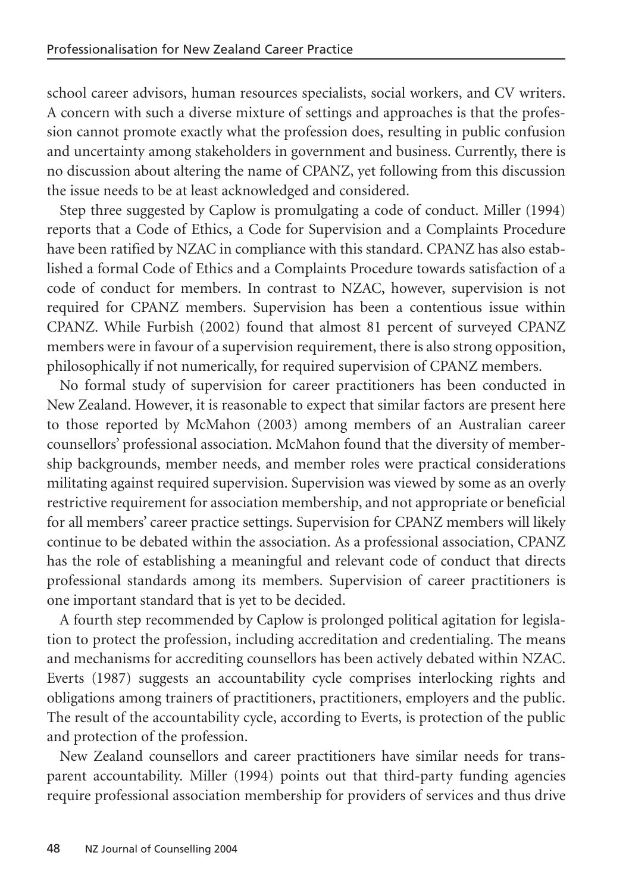school career advisors, human resources specialists, social workers, and CV writers. A concern with such a diverse mixture of settings and approaches is that the profession cannot promote exactly what the profession does, resulting in public confusion and uncertainty among stakeholders in government and business. Currently, there is no discussion about altering the name of CPANZ, yet following from this discussion the issue needs to be at least acknowledged and considered.

Step three suggested by Caplow is promulgating a code of conduct. Miller (1994) reports that a Code of Ethics, a Code for Supervision and a Complaints Procedure have been ratified by NZAC in compliance with this standard. CPANZ has also established a formal Code of Ethics and a Complaints Procedure towards satisfaction of a code of conduct for members. In contrast to NZAC, however, supervision is not required for CPANZ members. Supervision has been a contentious issue within CPANZ. While Furbish (2002) found that almost 81 percent of surveyed CPANZ members were in favour of a supervision requirement, there is also strong opposition, philosophically if not numerically, for required supervision of CPANZ members.

No formal study of supervision for career practitioners has been conducted in New Zealand. However, it is reasonable to expect that similar factors are present here to those reported by McMahon (2003) among members of an Australian career counsellors' professional association. McMahon found that the diversity of membership backgrounds, member needs, and member roles were practical considerations militating against required supervision. Supervision was viewed by some as an overly restrictive requirement for association membership, and not appropriate or beneficial for all members' career practice settings. Supervision for CPANZ members will likely continue to be debated within the association. As a professional association, CPANZ has the role of establishing a meaningful and relevant code of conduct that directs professional standards among its members. Supervision of career practitioners is one important standard that is yet to be decided.

A fourth step recommended by Caplow is prolonged political agitation for legislation to protect the profession, including accreditation and credentialing. The means and mechanisms for accrediting counsellors has been actively debated within NZAC. Everts (1987) suggests an accountability cycle comprises interlocking rights and obligations among trainers of practitioners, practitioners, employers and the public. The result of the accountability cycle, according to Everts, is protection of the public and protection of the profession.

New Zealand counsellors and career practitioners have similar needs for transparent accountability. Miller (1994) points out that third-party funding agencies require professional association membership for providers of services and thus drive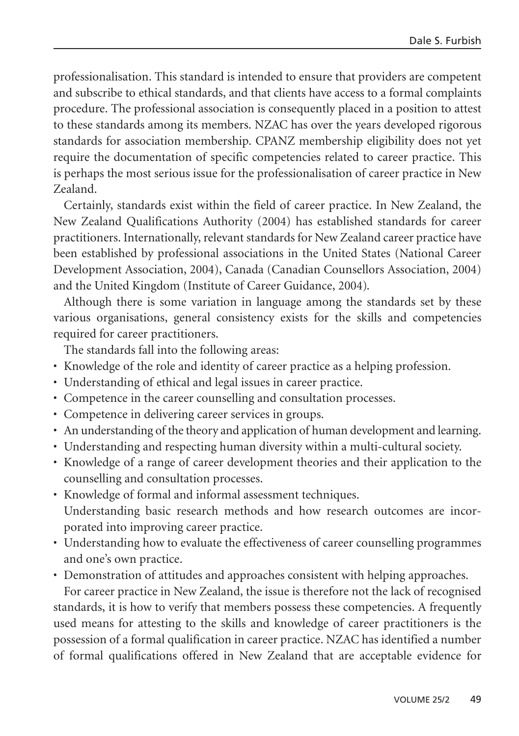professionalisation. This standard is intended to ensure that providers are competent and subscribe to ethical standards, and that clients have access to a formal complaints procedure. The professional association is consequently placed in a position to attest to these standards among its members. NZAC has over the years developed rigorous standards for association membership. CPANZ membership eligibility does not yet require the documentation of specific competencies related to career practice. This is perhaps the most serious issue for the professionalisation of career practice in New Zealand.

Certainly, standards exist within the field of career practice. In New Zealand, the New Zealand Qualifications Authority (2004) has established standards for career practitioners. Internationally, relevant standards for New Zealand career practice have been established by professional associations in the United States (National Career Development Association, 2004), Canada (Canadian Counsellors Association, 2004) and the United Kingdom (Institute of Career Guidance, 2004).

Although there is some variation in language among the standards set by these various organisations, general consistency exists for the skills and competencies required for career practitioners.

The standards fall into the following areas:

- Knowledge of the role and identity of career practice as a helping profession.
- Understanding of ethical and legal issues in career practice.
- Competence in the career counselling and consultation processes.
- Competence in delivering career services in groups.
- An understanding of the theory and application of human development and learning.
- Understanding and respecting human diversity within a multi-cultural society.
- Knowledge of a range of career development theories and their application to the counselling and consultation processes.
- Knowledge of formal and informal assessment techniques.
  Understanding basic research methods and how research outcomes are incorporated into improving career practice.
- Understanding how to evaluate the effectiveness of career counselling programmes and one's own practice.
- Demonstration of attitudes and approaches consistent with helping approaches.

For career practice in New Zealand, the issue is therefore not the lack of recognised standards, it is how to verify that members possess these competencies. A frequently used means for attesting to the skills and knowledge of career practitioners is the possession of a formal qualification in career practice. NZAC has identified a number of formal qualifications offered in New Zealand that are acceptable evidence for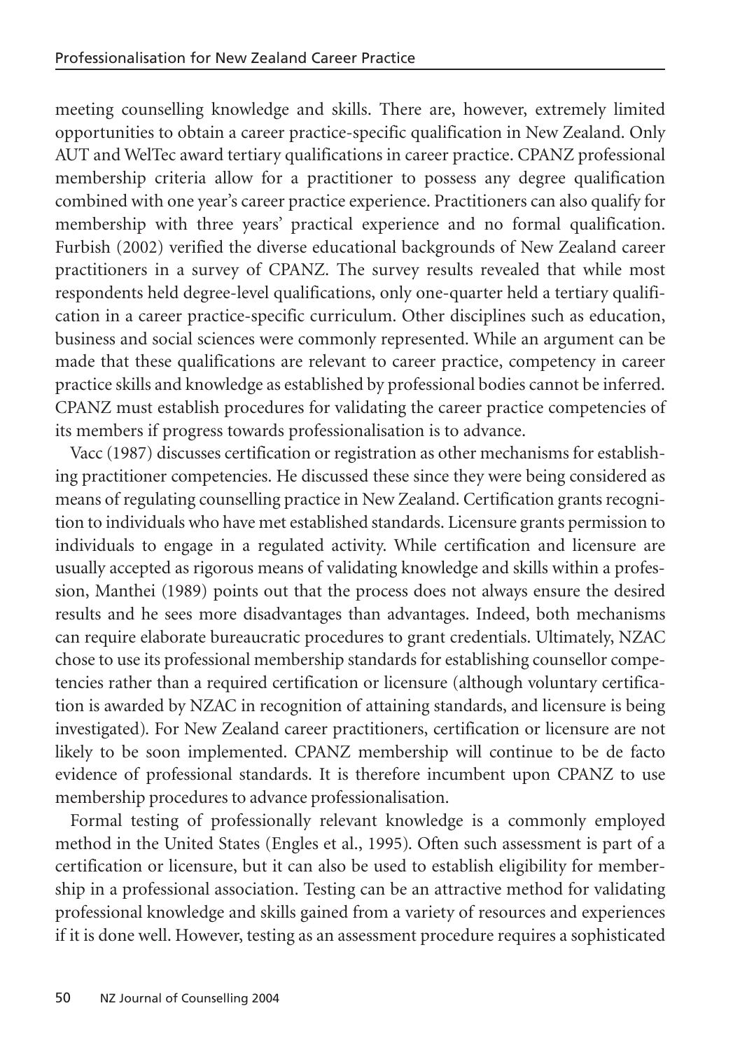meeting counselling knowledge and skills. There are, however, extremely limited opportunities to obtain a career practice-specific qualification in New Zealand. Only AUT and WelTec award tertiary qualifications in career practice. CPANZ professional membership criteria allow for a practitioner to possess any degree qualification combined with one year's career practice experience. Practitioners can also qualify for membership with three years' practical experience and no formal qualification. Furbish (2002) verified the diverse educational backgrounds of New Zealand career practitioners in a survey of CPANZ. The survey results revealed that while most respondents held degree-level qualifications, only one-quarter held a tertiary qualification in a career practice-specific curriculum. Other disciplines such as education, business and social sciences were commonly represented. While an argument can be made that these qualifications are relevant to career practice, competency in career practice skills and knowledge as established by professional bodies cannot be inferred. CPANZ must establish procedures for validating the career practice competencies of its members if progress towards professionalisation is to advance.

Vacc (1987) discusses certification or registration as other mechanisms for establishing practitioner competencies. He discussed these since they were being considered as means of regulating counselling practice in New Zealand. Certification grants recognition to individuals who have met established standards. Licensure grants permission to individuals to engage in a regulated activity. While certification and licensure are usually accepted as rigorous means of validating knowledge and skills within a profession, Manthei (1989) points out that the process does not always ensure the desired results and he sees more disadvantages than advantages. Indeed, both mechanisms can require elaborate bureaucratic procedures to grant credentials. Ultimately, NZAC chose to use its professional membership standards for establishing counsellor competencies rather than a required certification or licensure (although voluntary certification is awarded by NZAC in recognition of attaining standards, and licensure is being investigated). For New Zealand career practitioners, certification or licensure are not likely to be soon implemented. CPANZ membership will continue to be de facto evidence of professional standards. It is therefore incumbent upon CPANZ to use membership procedures to advance professionalisation.

Formal testing of professionally relevant knowledge is a commonly employed method in the United States (Engles et al., 1995). Often such assessment is part of a certification or licensure, but it can also be used to establish eligibility for membership in a professional association. Testing can be an attractive method for validating professional knowledge and skills gained from a variety of resources and experiences if it is done well. However, testing as an assessment procedure requires a sophisticated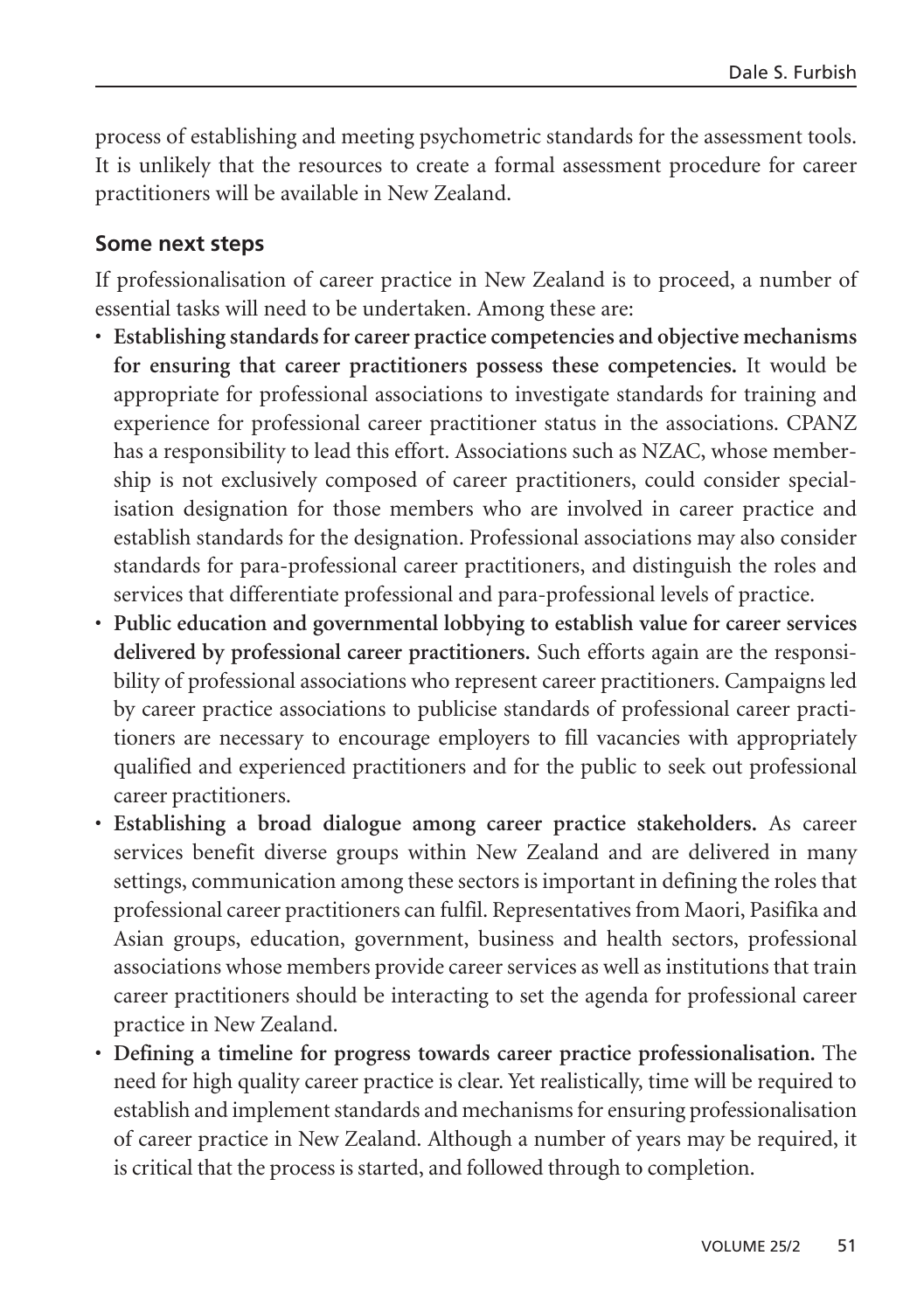process of establishing and meeting psychometric standards for the assessment tools. It is unlikely that the resources to create a formal assessment procedure for career practitioners will be available in New Zealand.

### Some next steps

If professionalisation of career practice in New Zealand is to proceed, a number of essential tasks will need to be undertaken. Among these are:

- **Establishing standards for career practice competencies and objective mechanisms for ensuring that career practitioners possess these competencies.** It would be appropriate for professional associations to investigate standards for training and experience for professional career practitioner status in the associations. CPANZ has a responsibility to lead this effort. Associations such as NZAC, whose membership is not exclusively composed of career practitioners, could consider specialisation designation for those members who are involved in career practice and establish standards for the designation. Professional associations may also consider standards for para-professional career practitioners, and distinguish the roles and services that differentiate professional and para-professional levels of practice.
- **Public education and governmental lobbying to establish value for career services delivered by professional career practitioners.** Such efforts again are the responsibility of professional associations who represent career practitioners. Campaigns led by career practice associations to publicise standards of professional career practitioners are necessary to encourage employers to fill vacancies with appropriately qualified and experienced practitioners and for the public to seek out professional career practitioners.
- **Establishing a broad dialogue among career practice stakeholders.** As career services benefit diverse groups within New Zealand and are delivered in many settings, communication among these sectors is important in defining the roles that professional career practitioners can fulfil. Representatives from Maori, Pasifika and Asian groups, education, government, business and health sectors, professional associations whose members provide career services as well as institutions that train career practitioners should be interacting to set the agenda for professional career practice in New Zealand.
- **Defining a timeline for progress towards career practice professionalisation.** The need for high quality career practice is clear. Yet realistically, time will be required to establish and implement standards and mechanisms for ensuring professionalisation of career practice in New Zealand. Although a number of years may be required, it is critical that the process is started, and followed through to completion.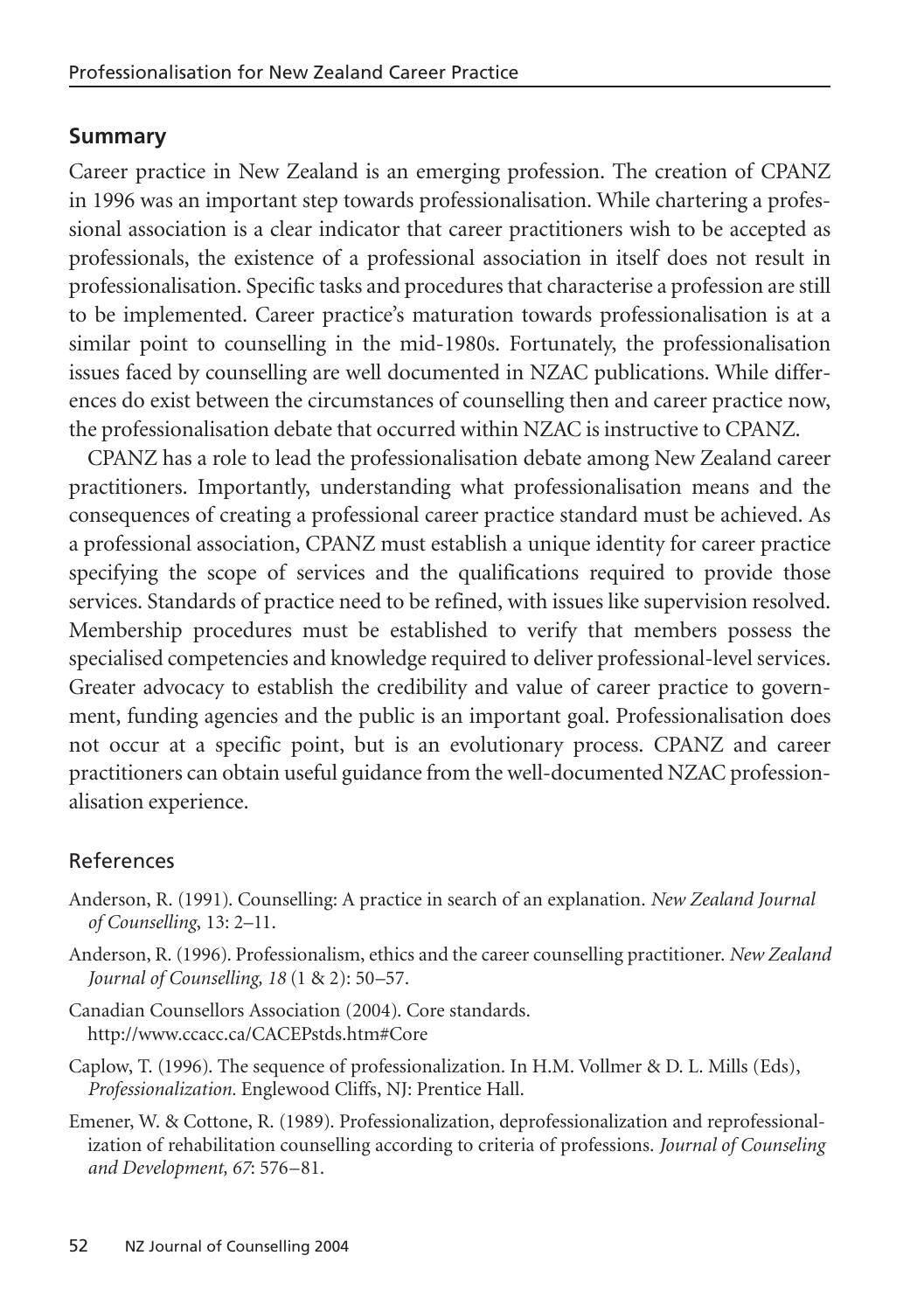## Summary

Career practice in New Zealand is an emerging profession. The creation of CPANZ in 1996 was an important step towards professionalisation. While chartering a professional association is a clear indicator that career practitioners wish to be accepted as professionals, the existence of a professional association in itself does not result in professionalisation. Specific tasks and procedures that characterise a profession are still to be implemented. Career practice's maturation towards professionalisation is at a similar point to counselling in the mid-1980s. Fortunately, the professionalisation issues faced by counselling are well documented in NZAC publications. While differences do exist between the circumstances of counselling then and career practice now, the professionalisation debate that occurred within NZAC is instructive to CPANZ.

CPANZ has a role to lead the professionalisation debate among New Zealand career practitioners. Importantly, understanding what professionalisation means and the consequences of creating a professional career practice standard must be achieved. As a professional association, CPANZ must establish a unique identity for career practice specifying the scope of services and the qualifications required to provide those services. Standards of practice need to be refined, with issues like supervision resolved. Membership procedures must be established to verify that members possess the specialised competencies and knowledge required to deliver professional-level services. Greater advocacy to establish the credibility and value of career practice to government, funding agencies and the public is an important goal. Professionalisation does not occur at a specific point, but is an evolutionary process. CPANZ and career practitioners can obtain useful guidance from the well-documented NZAC professionalisation experience.

## References

Anderson, R. (1991). Counselling: A practice in search of an explanation. *New Zealand Journal of Counselling*, 13: 2–11.

Anderson, R. (1996). Professionalism, ethics and the career counselling practitioner. *New Zealand Journal of Counselling, 18* (1 & 2): 50–57.

Canadian Counsellors Association (2004). Core standards. http://www.ccacc.ca/CACEPstds.htm#Core

Caplow, T. (1996). The sequence of professionalization. In H.M. Vollmer & D. L. Mills (Eds), *Professionalization.* Englewood Cliffs, NJ: Prentice Hall.

Emener, W. & Cottone, R. (1989). Professionalization, deprofessionalization and reprofessionalization of rehabilitation counselling according to criteria of professions. *Journal of Counseling and Development, 67*: 576–81.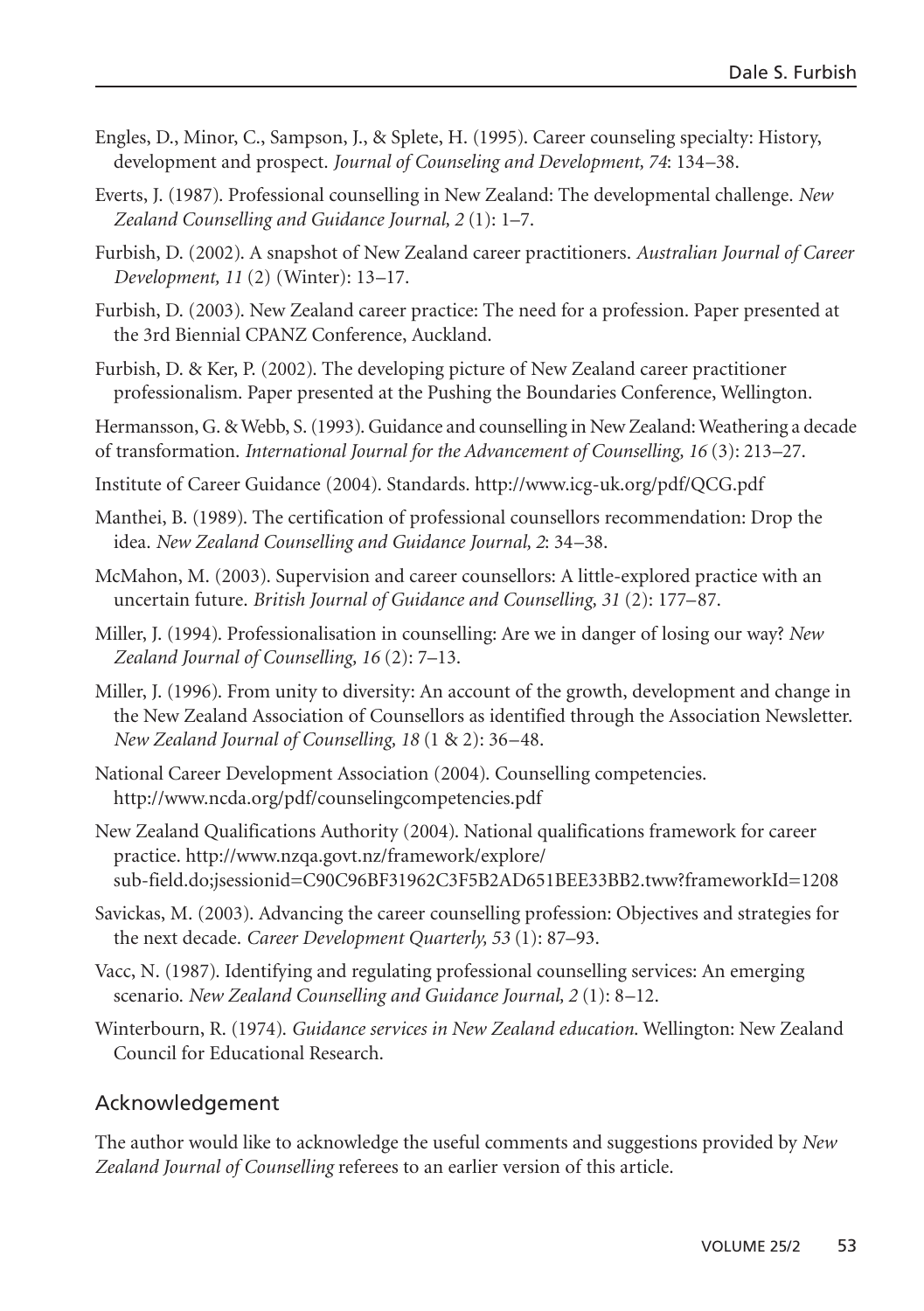Engles, D., Minor, C., Sampson, J., & Splete, H. (1995). Career counseling specialty: History, development and prospect. *Journal of Counseling and Development, 74*: 134–38.

Everts, J. (1987). Professional counselling in New Zealand: The developmental challenge. *New Zealand Counselling and Guidance Journal, 2* (1): 1–7.

Furbish, D. (2002). A snapshot of New Zealand career practitioners. *Australian Journal of Career Development, 11* (2) (Winter): 13–17.

Furbish, D. (2003). New Zealand career practice: The need for a profession. Paper presented at the 3rd Biennial CPANZ Conference, Auckland.

Furbish, D. & Ker, P. (2002). The developing picture of New Zealand career practitioner professionalism. Paper presented at the Pushing the Boundaries Conference, Wellington.

Hermansson, G. & Webb, S. (1993). Guidance and counselling in New Zealand: Weathering a decade of transformation. *International Journal for the Advancement of Counselling, 16* (3): 213–27.

Institute of Career Guidance (2004). Standards. http://www.icg-uk.org/pdf/QCG.pdf

Manthei, B. (1989). The certification of professional counsellors recommendation: Drop the idea. *New Zealand Counselling and Guidance Journal, 2*: 34–38.

McMahon, M. (2003). Supervision and career counsellors: A little-explored practice with an uncertain future. *British Journal of Guidance and Counselling, 31* (2): 177–87.

Miller, J. (1994). Professionalisation in counselling: Are we in danger of losing our way? *New Zealand Journal of Counselling, 16* (2): 7–13.

Miller, J. (1996). From unity to diversity: An account of the growth, development and change in the New Zealand Association of Counsellors as identified through the Association Newsletter. *New Zealand Journal of Counselling, 18* (1 & 2): 36–48.

National Career Development Association (2004). Counselling competencies. http://www.ncda.org/pdf/counselingcompetencies.pdf

New Zealand Qualifications Authority (2004). National qualifications framework for career practice. http://www.nzqa.govt.nz/framework/explore/sub-field.do;jsessionid=C90C96BF31962C3F5B2AD651BEE33BB2.tww?frameworkId=1208

Savickas, M. (2003). Advancing the career counselling profession: Objectives and strategies for the next decade. *Career Development Quarterly, 53* (1): 87–93.

Vacc, N. (1987). Identifying and regulating professional counselling services: An emerging scenario. *New Zealand Counselling and Guidance Journal, 2* (1): 8–12.

Winterbourn, R. (1974). *Guidance services in New Zealand education.* Wellington: New Zealand Council for Educational Research.

## Acknowledgement

The author would like to acknowledge the useful comments and suggestions provided by *New Zealand Journal of Counselling* referees to an earlier version of this article.